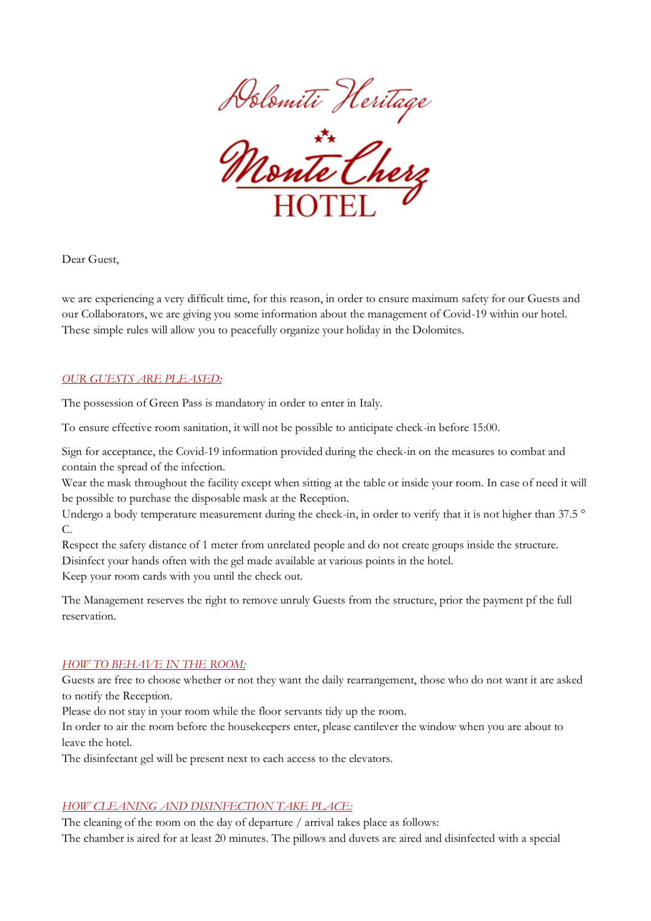Dolomiti Heritage

Monte Cherz

HOTEL

Dear Guest,

we are experiencing a very difficult time, for this reason, in order to ensure maximum safety for our Guests and our Collaborators, we are giving you some information about the management of Covid-19 within our hotel. These simple rules will allow you to peacefully organize your holiday in the Dolomites.

## *OUR GUESTS ARE PLEASED:*

The possession of Green Pass is mandatory in order to enter in Italy.

To ensure effective room sanitation, it will not be possible to anticipate check-in before 15:00.

Sign for acceptance, the Covid-19 information provided during the check-in on the measures to combat and contain the spread of the infection.
Wear the mask throughout the facility except when sitting at the table or inside your room. In case of need it will be possible to purchase the disposable mask at the Reception.
Undergo a body temperature measurement during the check-in, in order to verify that it is not higher than 37.5 ° C.
Respect the safety distance of 1 meter from unrelated people and do not create groups inside the structure.
Disinfect your hands often with the gel made available at various points in the hotel.
Keep your room cards with you until the check out.

The Management reserves the right to remove unruly Guests from the structure, prior the payment pf the full reservation.

## *HOW TO BEHAVE IN THE ROOM:*

Guests are free to choose whether or not they want the daily rearrangement, those who do not want it are asked to notify the Reception.
Please do not stay in your room while the floor servants tidy up the room.
In order to air the room before the housekeepers enter, please cantilever the window when you are about to leave the hotel.
The disinfectant gel will be present next to each access to the elevators.

## *HOW CLEANING AND DISINFECTION TAKE PLACE:*

The cleaning of the room on the day of departure / arrival takes place as follows:
The chamber is aired for at least 20 minutes. The pillows and duvets are aired and disinfected with a special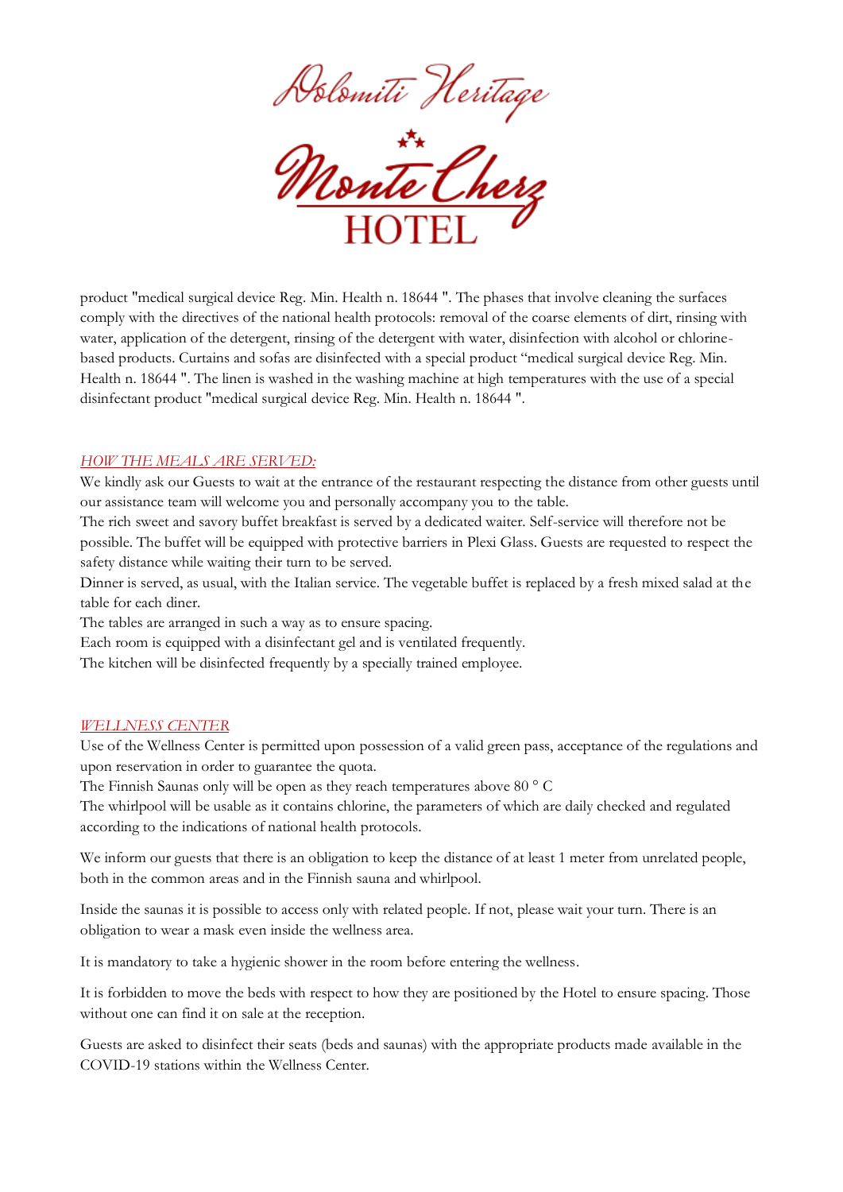product "medical surgical device Reg. Min. Health n. 18644 ". The phases that involve cleaning the surfaces comply with the directives of the national health protocols: removal of the coarse elements of dirt, rinsing with water, application of the detergent, rinsing of the detergent with water, disinfection with alcohol or chlorine-based products. Curtains and sofas are disinfected with a special product "medical surgical device Reg. Min. Health n. 18644 ". The linen is washed in the washing machine at high temperatures with the use of a special disinfectant product "medical surgical device Reg. Min. Health n. 18644 ".

## *HOW THE MEALS ARE SERVED:*

We kindly ask our Guests to wait at the entrance of the restaurant respecting the distance from other guests until our assistance team will welcome you and personally accompany you to the table.
The rich sweet and savory buffet breakfast is served by a dedicated waiter. Self-service will therefore not be possible. The buffet will be equipped with protective barriers in Plexi Glass. Guests are requested to respect the safety distance while waiting their turn to be served.
Dinner is served, as usual, with the Italian service. The vegetable buffet is replaced by a fresh mixed salad at the table for each diner.
The tables are arranged in such a way as to ensure spacing.
Each room is equipped with a disinfectant gel and is ventilated frequently.
The kitchen will be disinfected frequently by a specially trained employee.

## *WELLNESS CENTER*

Use of the Wellness Center is permitted upon possession of a valid green pass, acceptance of the regulations and upon reservation in order to guarantee the quota.
The Finnish Saunas only will be open as they reach temperatures above 80 ° C
The whirlpool will be usable as it contains chlorine, the parameters of which are daily checked and regulated according to the indications of national health protocols.

We inform our guests that there is an obligation to keep the distance of at least 1 meter from unrelated people, both in the common areas and in the Finnish sauna and whirlpool.

Inside the saunas it is possible to access only with related people. If not, please wait your turn. There is an obligation to wear a mask even inside the wellness area.

It is mandatory to take a hygienic shower in the room before entering the wellness.

It is forbidden to move the beds with respect to how they are positioned by the Hotel to ensure spacing. Those without one can find it on sale at the reception.

Guests are asked to disinfect their seats (beds and saunas) with the appropriate products made available in the COVID-19 stations within the Wellness Center.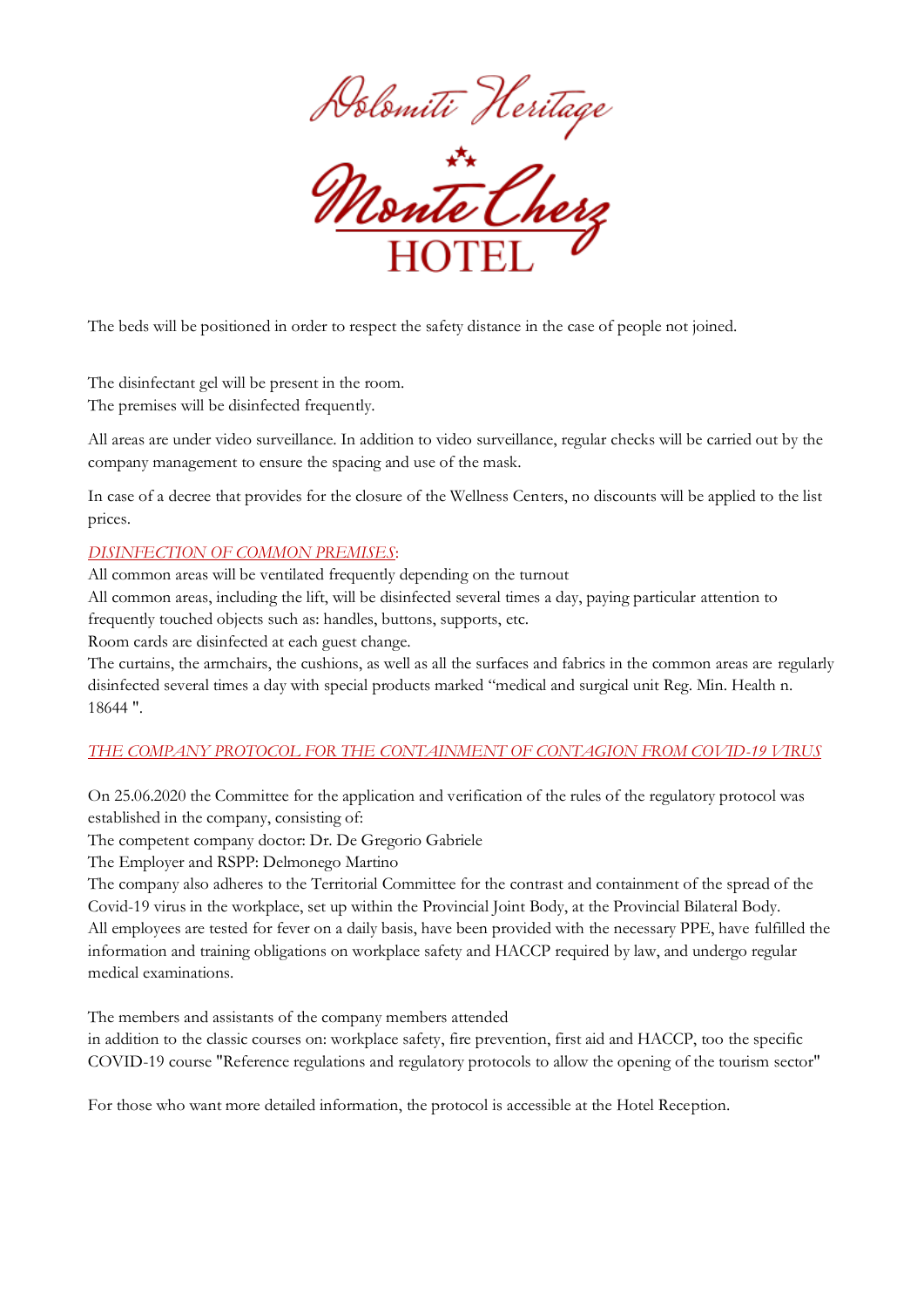Dolomiti Heritage

Monte Cherz HOTEL

The beds will be positioned in order to respect the safety distance in the case of people not joined.

The disinfectant gel will be present in the room.
The premises will be disinfected frequently.

All areas are under video surveillance. In addition to video surveillance, regular checks will be carried out by the company management to ensure the spacing and use of the mask.

In case of a decree that provides for the closure of the Wellness Centers, no discounts will be applied to the list prices.

*DISINFECTION OF COMMON PREMISES*:
All common areas will be ventilated frequently depending on the turnout
All common areas, including the lift, will be disinfected several times a day, paying particular attention to frequently touched objects such as: handles, buttons, supports, etc.
Room cards are disinfected at each guest change.
The curtains, the armchairs, the cushions, as well as all the surfaces and fabrics in the common areas are regularly disinfected several times a day with special products marked "medical and surgical unit Reg. Min. Health n. 18644 ".

*THE COMPANY PROTOCOL FOR THE CONTAINMENT OF CONTAGION FROM COVID-19 VIRUS*

On 25.06.2020 the Committee for the application and verification of the rules of the regulatory protocol was established in the company, consisting of:
The competent company doctor: Dr. De Gregorio Gabriele
The Employer and RSPP: Delmonego Martino
The company also adheres to the Territorial Committee for the contrast and containment of the spread of the Covid-19 virus in the workplace, set up within the Provincial Joint Body, at the Provincial Bilateral Body.
All employees are tested for fever on a daily basis, have been provided with the necessary PPE, have fulfilled the information and training obligations on workplace safety and HACCP required by law, and undergo regular medical examinations.

The members and assistants of the company members attended
in addition to the classic courses on: workplace safety, fire prevention, first aid and HACCP, too the specific COVID-19 course "Reference regulations and regulatory protocols to allow the opening of the tourism sector"

For those who want more detailed information, the protocol is accessible at the Hotel Reception.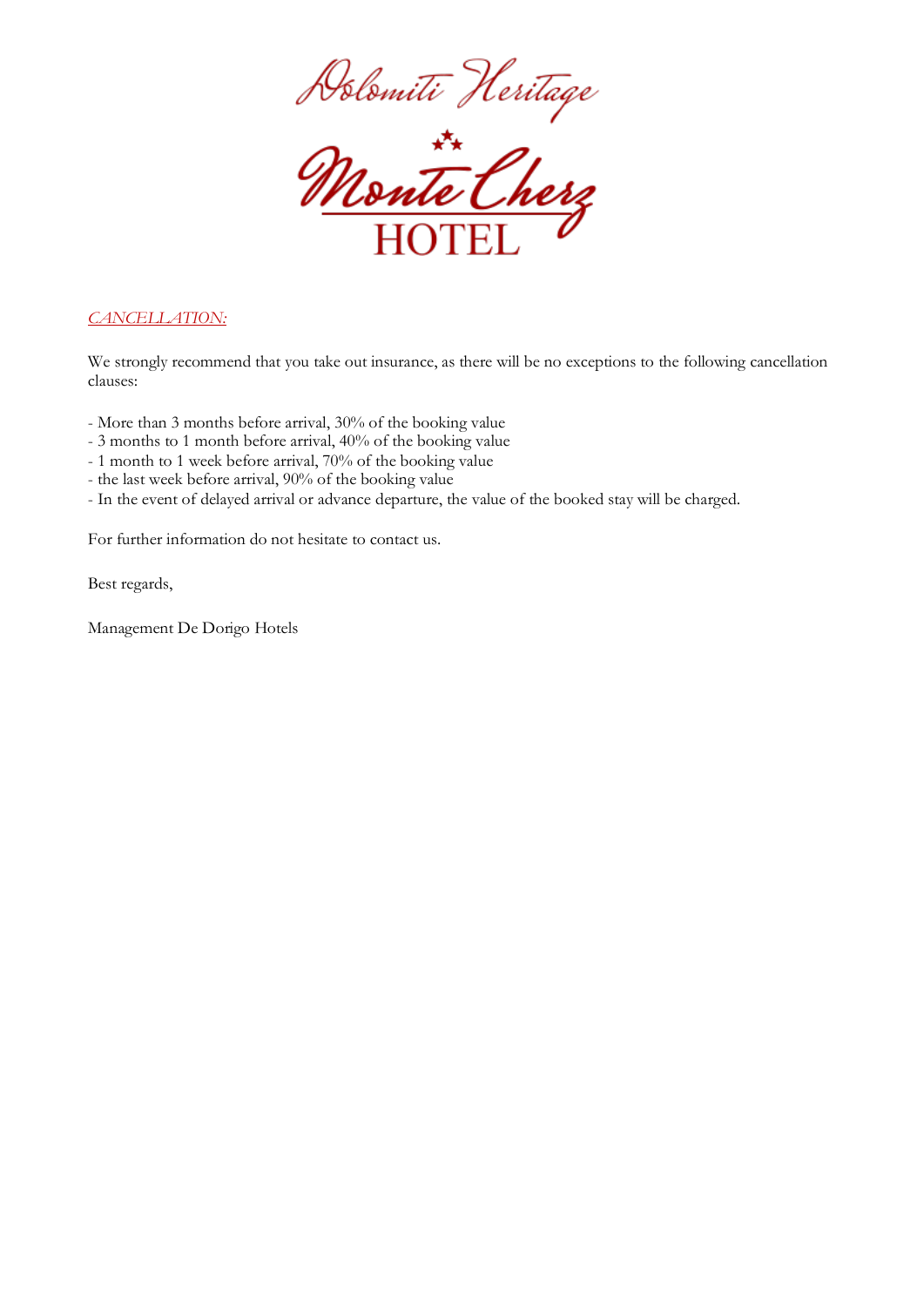Dolomiti Heritage

Monte Cherz

HOTEL

*CANCELLATION:*

We strongly recommend that you take out insurance, as there will be no exceptions to the following cancellation clauses:

- More than 3 months before arrival, 30% of the booking value
- 3 months to 1 month before arrival, 40% of the booking value
- 1 month to 1 week before arrival, 70% of the booking value
- the last week before arrival, 90% of the booking value
- In the event of delayed arrival or advance departure, the value of the booked stay will be charged.

For further information do not hesitate to contact us.

Best regards,

Management De Dorigo Hotels